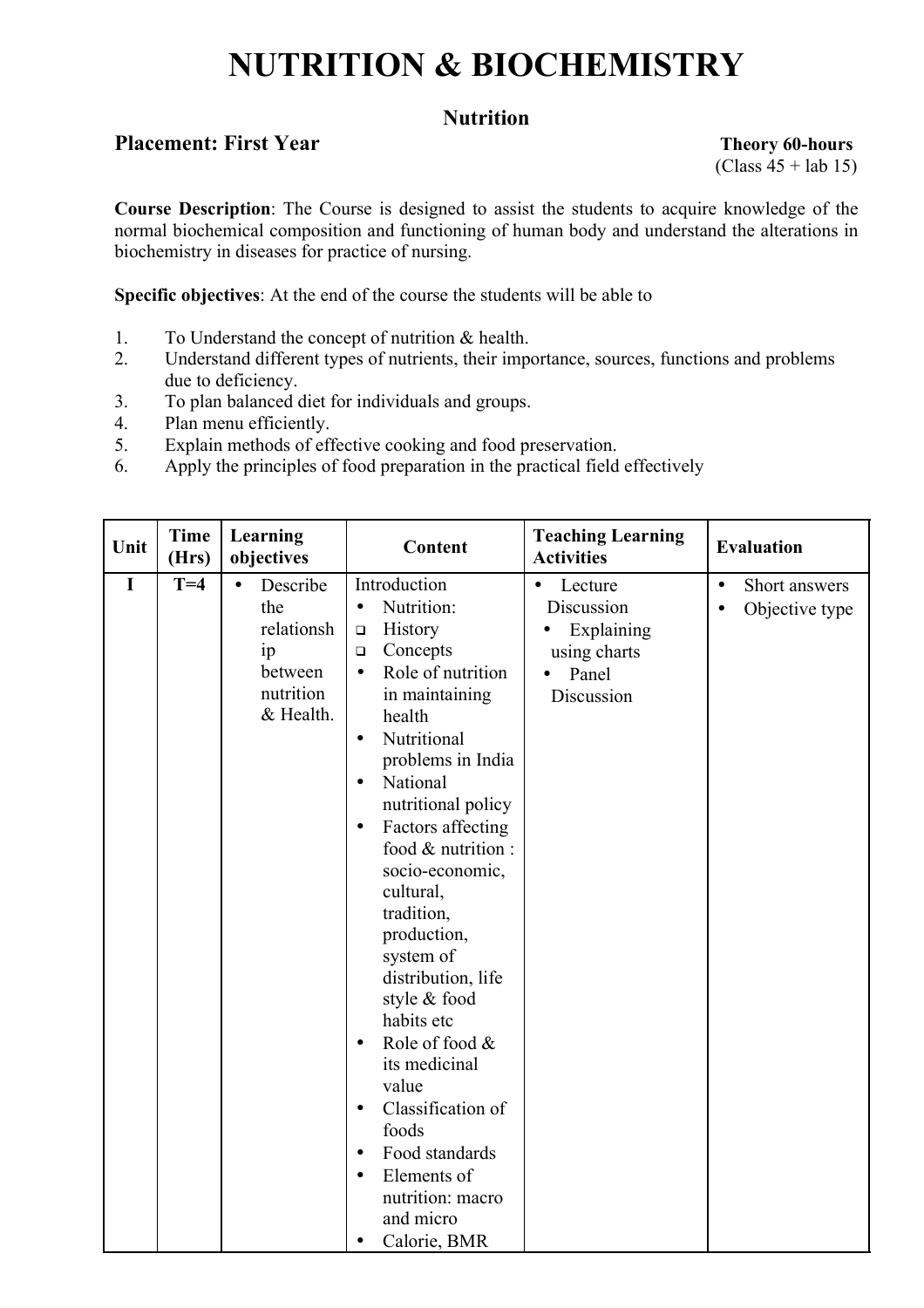# NUTRITION & BIOCHEMISTRY

## Nutrition

**Placement: First Year** **Theory 60-hours**
(Class 45 + lab 15)

**Course Description**: The Course is designed to assist the students to acquire knowledge of the normal biochemical composition and functioning of human body and understand the alterations in biochemistry in diseases for practice of nursing.

**Specific objectives**: At the end of the course the students will be able to

1. To Understand the concept of nutrition & health.
2. Understand different types of nutrients, their importance, sources, functions and problems due to deficiency.
3. To plan balanced diet for individuals and groups.
4. Plan menu efficiently.
5. Explain methods of effective cooking and food preservation.
6. Apply the principles of food preparation in the practical field effectively

| Unit | Time (Hrs) | Learning objectives | Content | Teaching Learning Activities | Evaluation |
|---|---|---|---|---|---|
| I | T=4 | • Describe the relationship between nutrition & Health. | Introduction<br>• Nutrition:<br>❑ History<br>❑ Concepts<br>• Role of nutrition in maintaining health<br>• Nutritional problems in India<br>• National nutritional policy<br>• Factors affecting food & nutrition : socio-economic, cultural, tradition, production, system of distribution, life style & food habits etc<br>• Role of food & its medicinal value<br>• Classification of foods<br>• Food standards<br>• Elements of nutrition: macro and micro<br>• Calorie, BMR | • Lecture Discussion<br>• Explaining using charts<br>• Panel Discussion | • Short answers<br>• Objective type |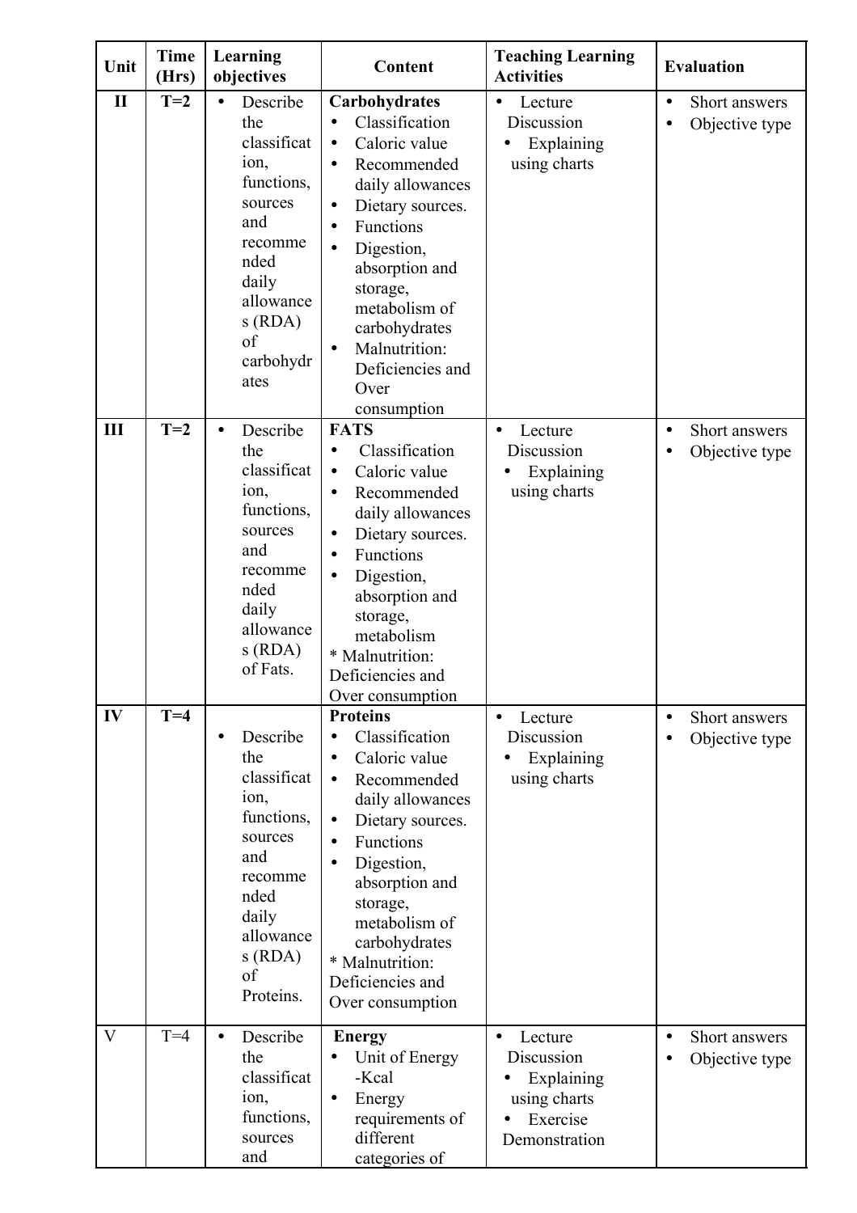| Unit | Time (Hrs) | Learning objectives | Content | Teaching Learning Activities | Evaluation |
|---|---|---|---|---|---|
| II | T=2 | • Describe the classification, functions, sources and recommended daily allowances (RDA) of carbohydrates | **Carbohydrates**<br>• Classification<br>• Caloric value<br>• Recommended daily allowances<br>• Dietary sources.<br>• Functions<br>• Digestion, absorption and storage, metabolism of carbohydrates<br>• Malnutrition: Deficiencies and Over consumption | • Lecture Discussion<br>• Explaining using charts | • Short answers<br>• Objective type |
| III | T=2 | • Describe the classification, functions, sources and recommended daily allowances (RDA) of Fats. | **FATS**<br>• Classification<br>• Caloric value<br>• Recommended daily allowances<br>• Dietary sources.<br>• Functions<br>• Digestion, absorption and storage, metabolism<br>* Malnutrition: Deficiencies and Over consumption | • Lecture Discussion<br>• Explaining using charts | • Short answers<br>• Objective type |
| IV | T=4 | • Describe the classification, functions, sources and recommended daily allowances (RDA) of Proteins. | **Proteins**<br>• Classification<br>• Caloric value<br>• Recommended daily allowances<br>• Dietary sources.<br>• Functions<br>• Digestion, absorption and storage, metabolism of carbohydrates<br>* Malnutrition: Deficiencies and Over consumption | • Lecture Discussion<br>• Explaining using charts | • Short answers<br>• Objective type |
| V | T=4 | • Describe the classification, functions, sources and | **Energy**<br>• Unit of Energy -Kcal<br>• Energy requirements of different categories of | • Lecture Discussion<br>• Explaining using charts<br>• Exercise Demonstration | • Short answers<br>• Objective type |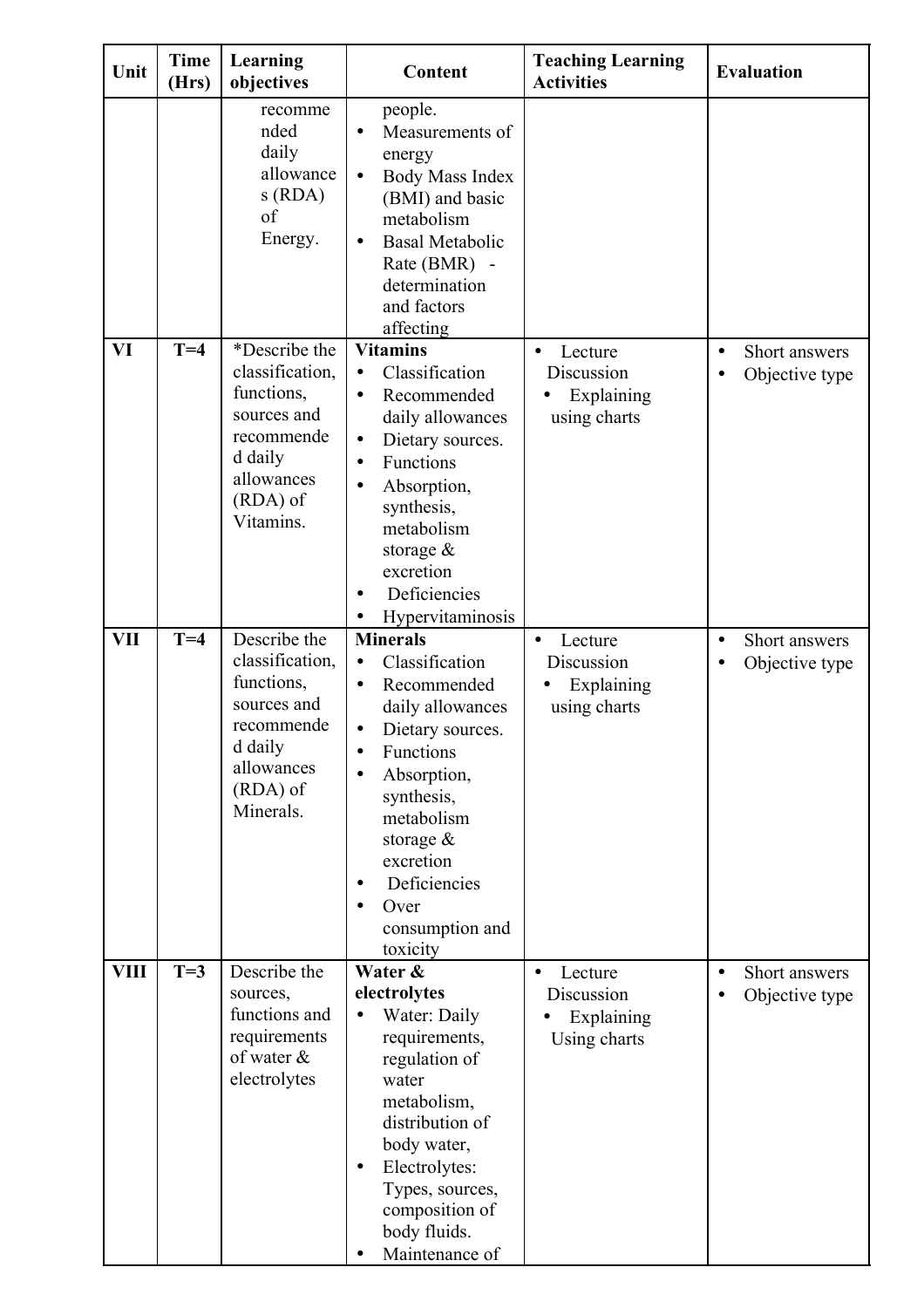| Unit | Time (Hrs) | Learning objectives | Content | Teaching Learning Activities | Evaluation |
|---|---|---|---|---|---|
| | | recommended daily allowances (RDA) of Energy. | people.<br>• Measurements of energy<br>• Body Mass Index (BMI) and basic metabolism<br>• Basal Metabolic Rate (BMR) - determination and factors affecting | | |
| VI | T=4 | *Describe the classification, functions, sources and recommended daily allowances (RDA) of Vitamins. | **Vitamins**<br>• Classification<br>• Recommended daily allowances<br>• Dietary sources.<br>• Functions<br>• Absorption, synthesis, metabolism storage & excretion<br>• Deficiencies<br>• Hypervitaminosis | • Lecture Discussion<br>• Explaining using charts | • Short answers<br>• Objective type |
| VII | T=4 | Describe the classification, functions, sources and recommended daily allowances (RDA) of Minerals. | **Minerals**<br>• Classification<br>• Recommended daily allowances<br>• Dietary sources.<br>• Functions<br>• Absorption, synthesis, metabolism storage & excretion<br>• Deficiencies<br>• Over consumption and toxicity | • Lecture Discussion<br>• Explaining using charts | • Short answers<br>• Objective type |
| VIII | T=3 | Describe the sources, functions and requirements of water & electrolytes | **Water & electrolytes**<br>• Water: Daily requirements, regulation of water metabolism, distribution of body water,<br>• Electrolytes: Types, sources, composition of body fluids.<br>• Maintenance of | • Lecture Discussion<br>• Explaining Using charts | • Short answers<br>• Objective type |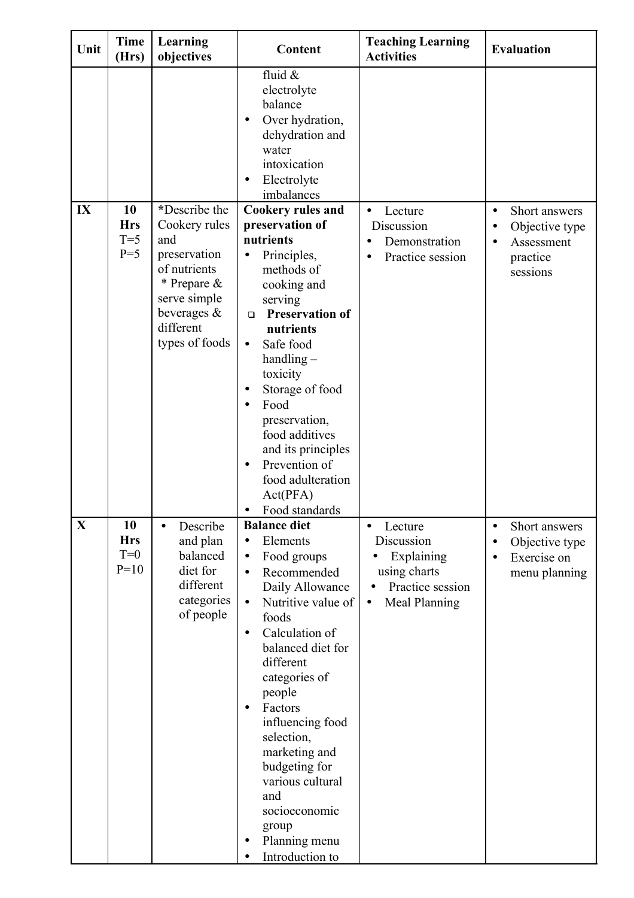| Unit | Time (Hrs) | Learning objectives | Content | Teaching Learning Activities | Evaluation |
|---|---|---|---|---|---|
| | | | fluid & electrolyte balance<br>• Over hydration, dehydration and water intoxication<br>• Electrolyte imbalances | | |
| **IX** | **10 Hrs**<br>T=5<br>P=5 | ***Describe the Cookery rules and preservation of nutrients<br>* Prepare & serve simple beverages & different types of foods | **Cookery rules and preservation of nutrients**<br>• Principles, methods of cooking and serving<br>❑ **Preservation of nutrients**<br>• Safe food handling – toxicity<br>• Storage of food<br>• Food preservation, food additives and its principles<br>• Prevention of food adulteration Act(PFA)<br>• Food standards | • Lecture Discussion<br>• Demonstration<br>• Practice session | • Short answers<br>• Objective type<br>• Assessment practice sessions |
| **X** | **10 Hrs**<br>T=0<br>P=10 | • Describe and plan balanced diet for different categories of people | **Balance diet**<br>• Elements<br>• Food groups<br>• Recommended Daily Allowance<br>• Nutritive value of foods<br>• Calculation of balanced diet for different categories of people<br>• Factors influencing food selection, marketing and budgeting for various cultural and socioeconomic group<br>• Planning menu<br>• Introduction to | • Lecture Discussion<br>• Explaining using charts<br>• Practice session<br>• Meal Planning | • Short answers<br>• Objective type<br>• Exercise on menu planning |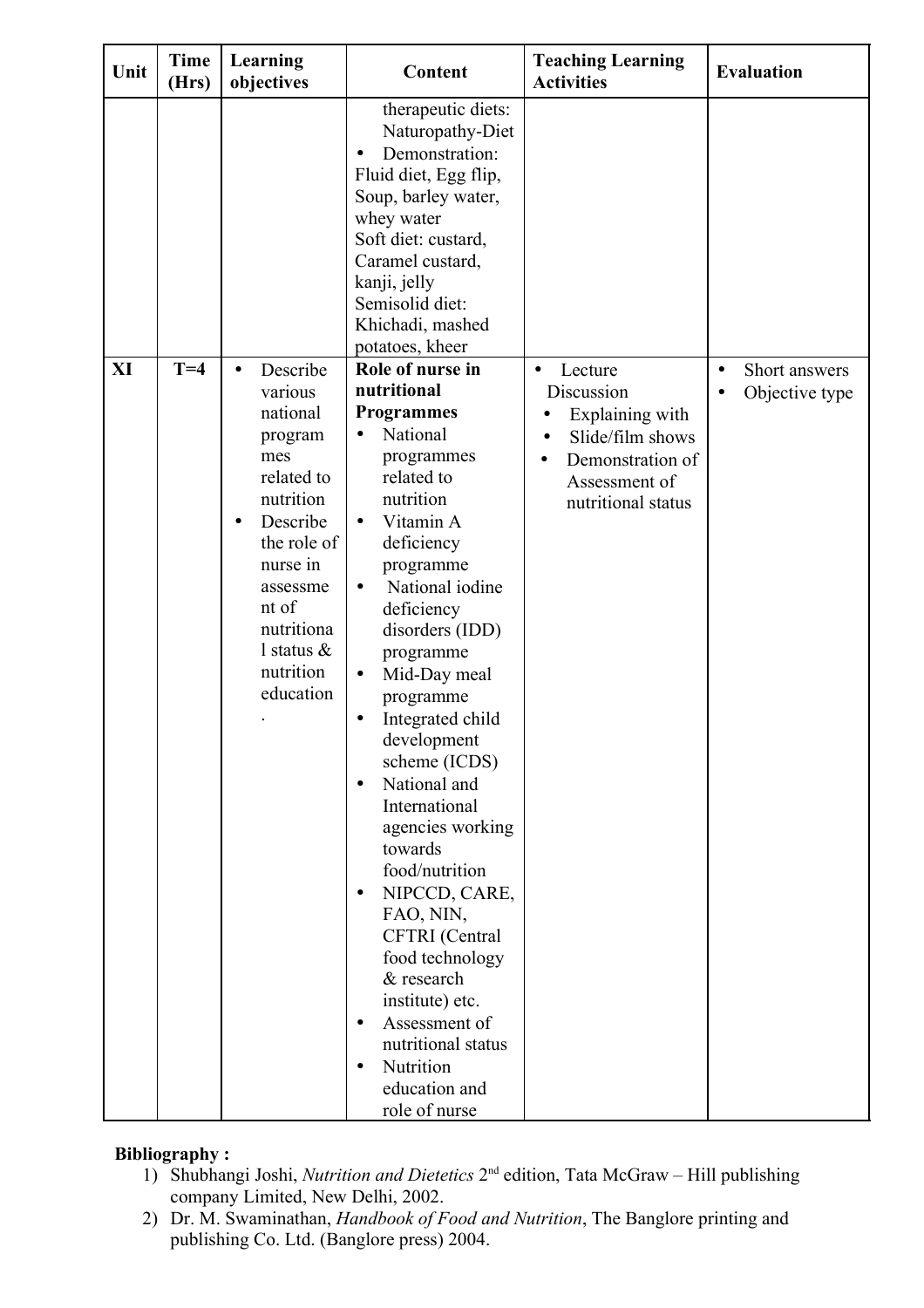| Unit | Time (Hrs) | Learning objectives | Content | Teaching Learning Activities | Evaluation |
|---|---|---|---|---|---|
| | | | therapeutic diets: Naturopathy-Diet<br>• Demonstration: Fluid diet, Egg flip, Soup, barley water, whey water<br>Soft diet: custard, Caramel custard, kanji, jelly<br>Semisolid diet: Khichadi, mashed potatoes, kheer | | |
| **XI** | **T=4** | • Describe various national programmes related to nutrition<br>• Describe the role of nurse in assessment of nutritional status & nutrition education. | **Role of nurse in nutritional Programmes**<br>• National programmes related to nutrition<br>• Vitamin A deficiency programme<br>• National iodine deficiency disorders (IDD) programme<br>• Mid-Day meal programme<br>• Integrated child development scheme (ICDS)<br>• National and International agencies working towards food/nutrition<br>• NIPCCD, CARE, FAO, NIN, CFTRI (Central food technology & research institute) etc.<br>• Assessment of nutritional status<br>• Nutrition education and role of nurse | • Lecture Discussion<br>• Explaining with<br>• Slide/film shows<br>• Demonstration of Assessment of nutritional status | • Short answers<br>• Objective type |

**Bibliography :**

1) Shubhangi Joshi, *Nutrition and Dietetics* 2nd edition, Tata McGraw – Hill publishing company Limited, New Delhi, 2002.
2) Dr. M. Swaminathan, *Handbook of Food and Nutrition*, The Banglore printing and publishing Co. Ltd. (Banglore press) 2004.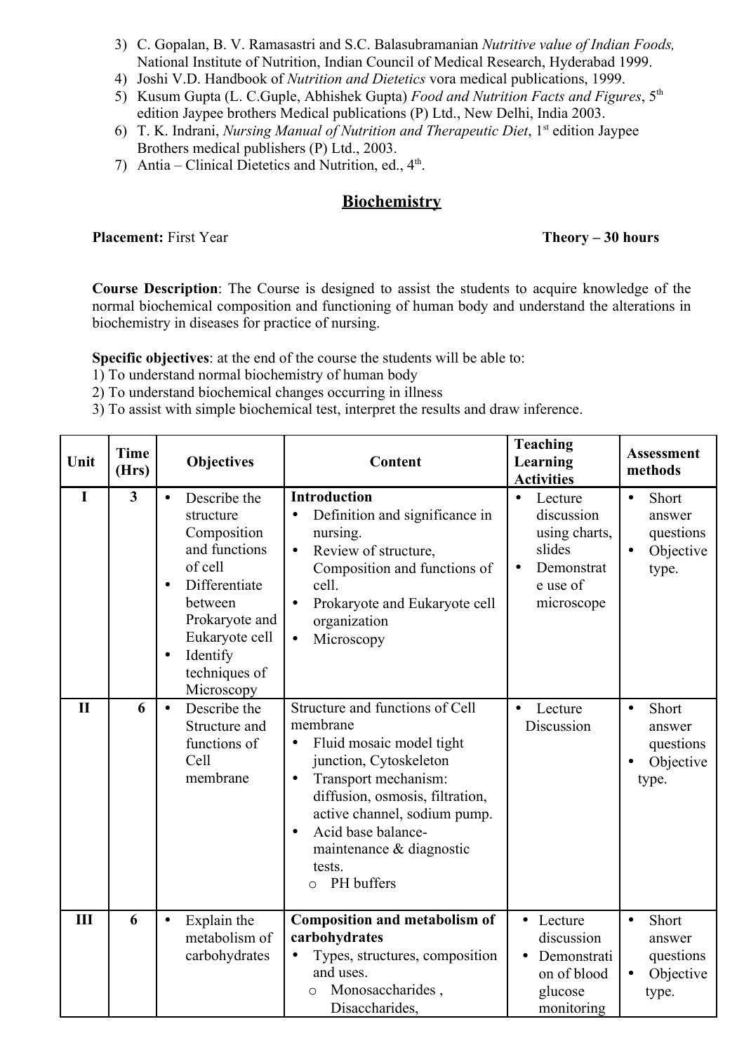3) C. Gopalan, B. V. Ramasastri and S.C. Balasubramanian *Nutritive value of Indian Foods,* National Institute of Nutrition, Indian Council of Medical Research, Hyderabad 1999.
4) Joshi V.D. Handbook of *Nutrition and Dietetics* vora medical publications, 1999.
5) Kusum Gupta (L. C.Guple, Abhishek Gupta) *Food and Nutrition Facts and Figures*, 5th edition Jaypee brothers Medical publications (P) Ltd., New Delhi, India 2003.
6) T. K. Indrani, *Nursing Manual of Nutrition and Therapeutic Diet*, 1st edition Jaypee Brothers medical publishers (P) Ltd., 2003.
7) Antia – Clinical Dietetics and Nutrition, ed., 4th.

## Biochemistry

**Placement:** First Year **Theory – 30 hours**

**Course Description**: The Course is designed to assist the students to acquire knowledge of the normal biochemical composition and functioning of human body and understand the alterations in biochemistry in diseases for practice of nursing.

**Specific objectives**: at the end of the course the students will be able to:
1) To understand normal biochemistry of human body
2) To understand biochemical changes occurring in illness
3) To assist with simple biochemical test, interpret the results and draw inference.

| Unit | Time (Hrs) | Objectives | Content | Teaching Learning Activities | Assessment methods |
|---|---|---|---|---|---|
| I | 3 | • Describe the structure Composition and functions of cell<br>• Differentiate between Prokaryote and Eukaryote cell<br>• Identify techniques of Microscopy | **Introduction**<br>• Definition and significance in nursing.<br>• Review of structure, Composition and functions of cell.<br>• Prokaryote and Eukaryote cell organization<br>• Microscopy | • Lecture discussion using charts, slides<br>• Demonstrate use of microscope | • Short answer questions<br>• Objective type. |
| II | 6 | • Describe the Structure and functions of Cell membrane | Structure and functions of Cell membrane<br>• Fluid mosaic model tight junction, Cytoskeleton<br>• Transport mechanism: diffusion, osmosis, filtration, active channel, sodium pump.<br>• Acid base balance-maintenance & diagnostic tests.<br>  o PH buffers | • Lecture Discussion | • Short answer questions<br>• Objective type. |
| III | 6 | • Explain the metabolism of carbohydrates | **Composition and metabolism of carbohydrates**<br>• Types, structures, composition and uses.<br>  o Monosaccharides , Disaccharides, | • Lecture discussion<br>• Demonstration of blood glucose monitoring | • Short answer questions<br>• Objective type. |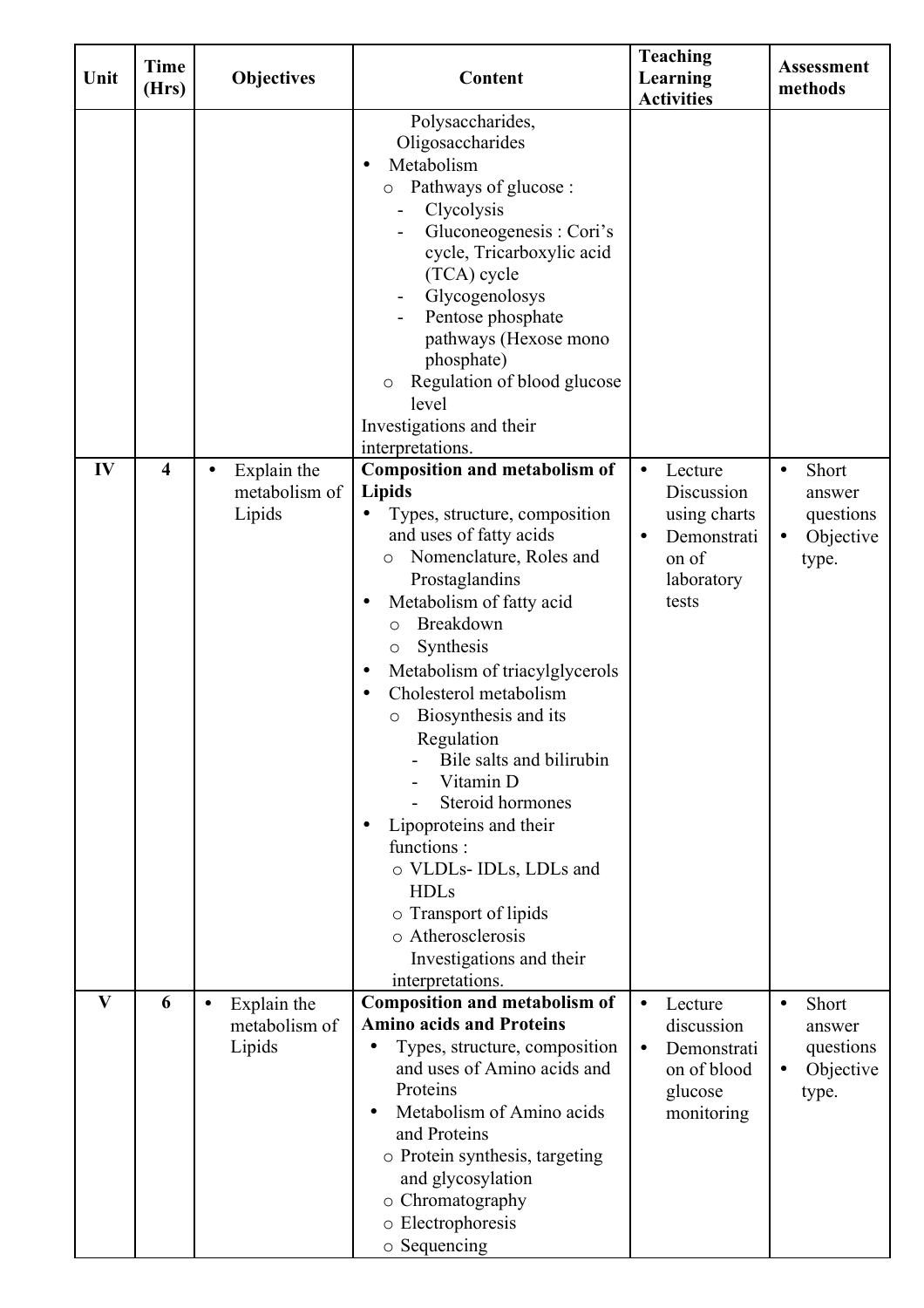| Unit | Time (Hrs) | Objectives | Content | Teaching Learning Activities | Assessment methods |
|---|---|---|---|---|---|
| | | | Polysaccharides, Oligosaccharides<br>• Metabolism<br>o Pathways of glucose :<br>- Clycolysis<br>- Gluconeogenesis : Cori's cycle, Tricarboxylic acid (TCA) cycle<br>- Glycogenolosys<br>- Pentose phosphate pathways (Hexose mono phosphate)<br>o Regulation of blood glucose level<br>Investigations and their interpretations. | | |
| IV | 4 | • Explain the metabolism of Lipids | **Composition and metabolism of Lipids**<br>• Types, structure, composition and uses of fatty acids<br>o Nomenclature, Roles and Prostaglandins<br>• Metabolism of fatty acid<br>o Breakdown<br>o Synthesis<br>• Metabolism of triacylglycerols<br>• Cholesterol metabolism<br>o Biosynthesis and its Regulation<br>- Bile salts and bilirubin<br>- Vitamin D<br>- Steroid hormones<br>• Lipoproteins and their functions :<br>o VLDLs- IDLs, LDLs and HDLs<br>o Transport of lipids<br>o Atherosclerosis<br>Investigations and their interpretations. | • Lecture Discussion using charts<br>• Demonstration of laboratory tests | • Short answer questions<br>• Objective type. |
| V | 6 | • Explain the metabolism of Lipids | **Composition and metabolism of Amino acids and Proteins**<br>• Types, structure, composition and uses of Amino acids and Proteins<br>• Metabolism of Amino acids and Proteins<br>o Protein synthesis, targeting and glycosylation<br>o Chromatography<br>o Electrophoresis<br>o Sequencing | • Lecture discussion<br>• Demonstration of blood glucose monitoring | • Short answer questions<br>• Objective type. |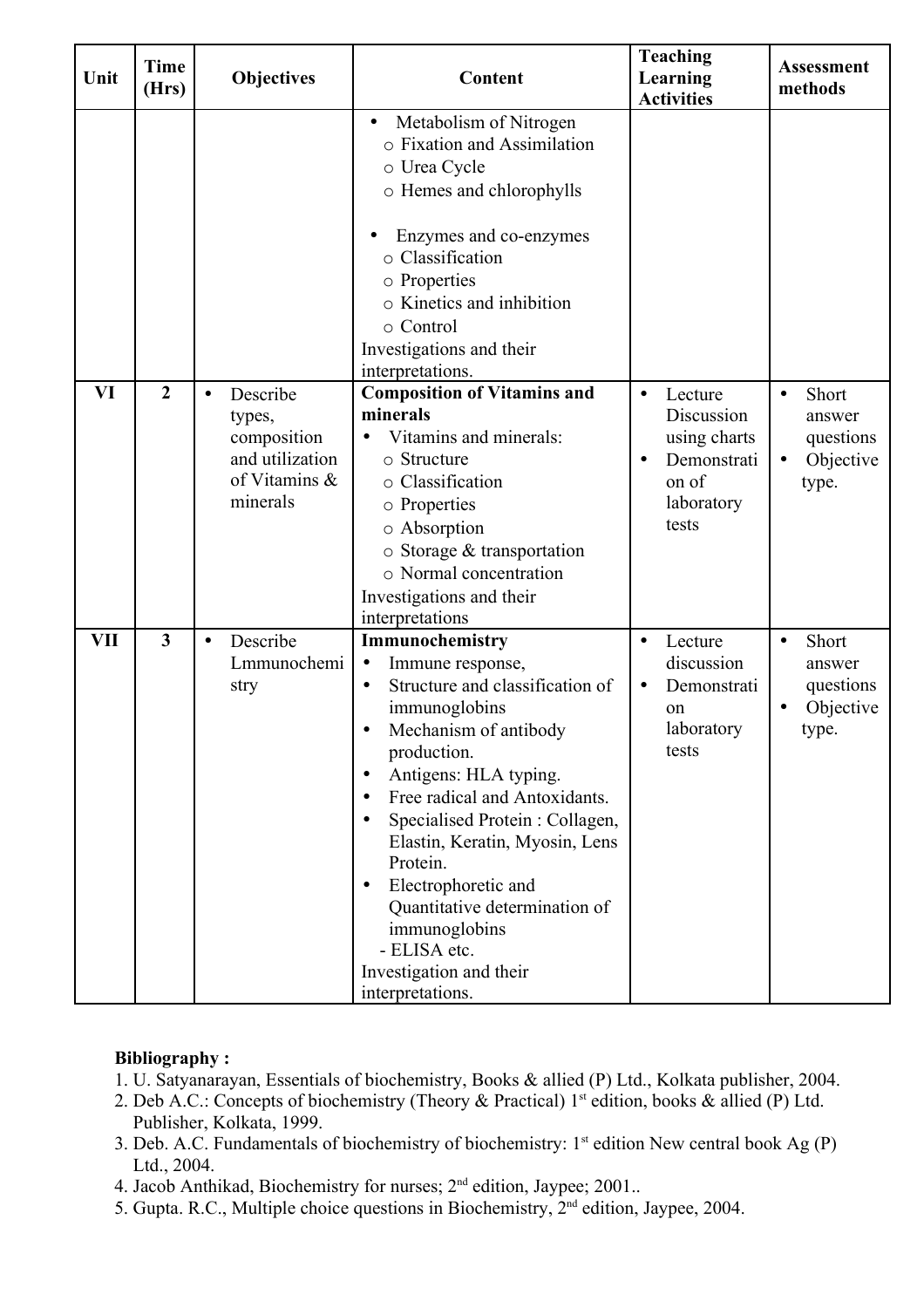| Unit | Time (Hrs) | Objectives | Content | Teaching Learning Activities | Assessment methods |
|---|---|---|---|---|---|
| | | | • Metabolism of Nitrogen<br>○ Fixation and Assimilation<br>○ Urea Cycle<br>○ Hemes and chlorophylls<br><br>• Enzymes and co-enzymes<br>○ Classification<br>○ Properties<br>○ Kinetics and inhibition<br>○ Control<br>Investigations and their interpretations. | | |
| VI | 2 | • Describe types, composition and utilization of Vitamins & minerals | **Composition of Vitamins and minerals**<br>• Vitamins and minerals:<br>○ Structure<br>○ Classification<br>○ Properties<br>○ Absorption<br>○ Storage & transportation<br>○ Normal concentration<br>Investigations and their interpretations | • Lecture Discussion using charts<br>• Demonstration of laboratory tests | • Short answer questions<br>• Objective type. |
| VII | 3 | • Describe Lmmunochemistry | **Immunochemistry**<br>• Immune response,<br>• Structure and classification of immunoglobins<br>• Mechanism of antibody production.<br>• Antigens: HLA typing.<br>• Free radical and Antoxidants.<br>• Specialised Protein : Collagen, Elastin, Keratin, Myosin, Lens Protein.<br>• Electrophoretic and Quantitative determination of immunoglobins<br>- ELISA etc.<br>Investigation and their interpretations. | • Lecture discussion<br>• Demonstration laboratory tests | • Short answer questions<br>• Objective type. |

**Bibliography :**

1. U. Satyanarayan, Essentials of biochemistry, Books & allied (P) Ltd., Kolkata publisher, 2004.
2. Deb A.C.: Concepts of biochemistry (Theory & Practical) 1st edition, books & allied (P) Ltd. Publisher, Kolkata, 1999.
3. Deb. A.C. Fundamentals of biochemistry of biochemistry: 1st edition New central book Ag (P) Ltd., 2004.
4. Jacob Anthikad, Biochemistry for nurses; 2nd edition, Jaypee; 2001..
5. Gupta. R.C., Multiple choice questions in Biochemistry, 2nd edition, Jaypee, 2004.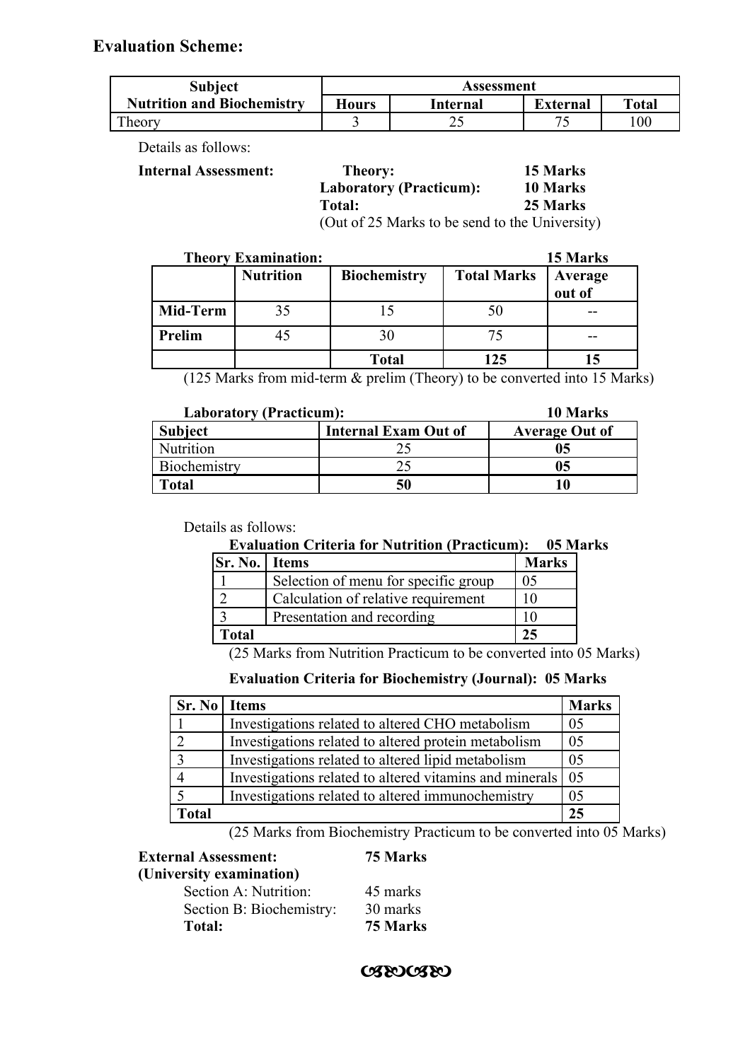## Evaluation Scheme:

| Subject | Assessment | | | |
|---|---|---|---|---|
| **Nutrition and Biochemistry** | **Hours** | **Internal** | **External** | **Total** |
| Theory | 3 | 25 | 75 | 100 |

Details as follows:

**Internal Assessment:** **Theory:** **15 Marks**
**Laboratory (Practicum):** **10 Marks**
**Total:** **25 Marks**
(Out of 25 Marks to be send to the University)

**Theory Examination:** **15 Marks**

| | **Nutrition** | **Biochemistry** | **Total Marks** | **Average out of** |
|---|---|---|---|---|
| **Mid-Term** | 35 | 15 | 50 | -- |
| **Prelim** | 45 | 30 | 75 | -- |
| | | **Total** | **125** | **15** |

(125 Marks from mid-term & prelim (Theory) to be converted into 15 Marks)

**Laboratory (Practicum):** **10 Marks**

| **Subject** | **Internal Exam Out of** | **Average Out of** |
|---|---|---|
| Nutrition | 25 | **05** |
| Biochemistry | 25 | **05** |
| **Total** | **50** | **10** |

Details as follows:

**Evaluation Criteria for Nutrition (Practicum): 05 Marks**

| **Sr. No.** | **Items** | **Marks** |
|---|---|---|
| 1 | Selection of menu for specific group | 05 |
| 2 | Calculation of relative requirement | 10 |
| 3 | Presentation and recording | 10 |
| **Total** | | **25** |

(25 Marks from Nutrition Practicum to be converted into 05 Marks)

**Evaluation Criteria for Biochemistry (Journal): 05 Marks**

| **Sr. No** | **Items** | **Marks** |
|---|---|---|
| 1 | Investigations related to altered CHO metabolism | 05 |
| 2 | Investigations related to altered protein metabolism | 05 |
| 3 | Investigations related to altered lipid metabolism | 05 |
| 4 | Investigations related to altered vitamins and minerals | 05 |
| 5 | Investigations related to altered immunochemistry | 05 |
| **Total** | | **25** |

(25 Marks from Biochemistry Practicum to be converted into 05 Marks)

**External Assessment:** **75 Marks**
**(University examination)**
Section A: Nutrition: 45 marks
Section B: Biochemistry: 30 marks
**Total:** **75 Marks**